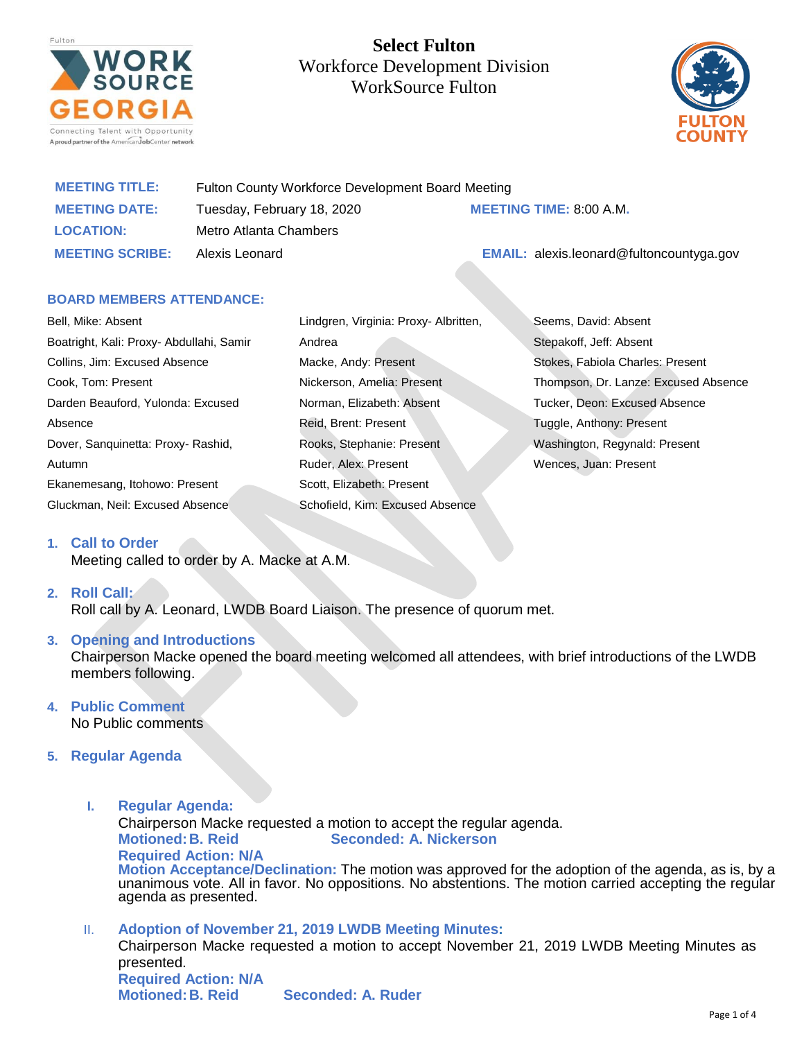# Select Fulton
## Workforce Development Division
## WorkSource Fulton

| | | | |
|---|---|---|---|
| **MEETING TITLE:** | Fulton County Workforce Development Board Meeting | | |
| **MEETING DATE:** | Tuesday, February 18, 2020 | **MEETING TIME:** | 8:00 A.M. |
| **LOCATION:** | Metro Atlanta Chambers | | |
| **MEETING SCRIBE:** | Alexis Leonard | **EMAIL:** | alexis.leonard@fultoncountyga.gov |

**BOARD MEMBERS ATTENDANCE:**

Bell, Mike: Absent
Boatright, Kali: Proxy- Abdullahi, Samir
Collins, Jim: Excused Absence
Cook, Tom: Present
Darden Beauford, Yulonda: Excused Absence
Dover, Sanquinetta: Proxy- Rashid, Autumn
Ekanemesang, Itohowo: Present
Gluckman, Neil: Excused Absence
Lindgren, Virginia: Proxy- Albritten, Andrea
Macke, Andy: Present
Nickerson, Amelia: Present
Norman, Elizabeth: Absent
Reid, Brent: Present
Rooks, Stephanie: Present
Ruder, Alex: Present
Scott, Elizabeth: Present
Schofield, Kim: Excused Absence
Seems, David: Absent
Stepakoff, Jeff: Absent
Stokes, Fabiola Charles: Present
Thompson, Dr. Lanze: Excused Absence
Tucker, Deon: Excused Absence
Tuggle, Anthony: Present
Washington, Regynald: Present
Wences, Juan: Present

1. **Call to Order**
   Meeting called to order by A. Macke at A.M.

2. **Roll Call:**
   Roll call by A. Leonard, LWDB Board Liaison. The presence of quorum met.

3. **Opening and Introductions**
   Chairperson Macke opened the board meeting welcomed all attendees, with brief introductions of the LWDB members following.

4. **Public Comment**
   No Public comments

5. **Regular Agenda**

   I. **Regular Agenda:**
   Chairperson Macke requested a motion to accept the regular agenda.
   **Motioned: B. Reid** **Seconded: A. Nickerson**
   **Required Action: N/A**
   **Motion Acceptance/Declination:** The motion was approved for the adoption of the agenda, as is, by a unanimous vote. All in favor. No oppositions. No abstentions. The motion carried accepting the regular agenda as presented.

   II. **Adoption of November 21, 2019 LWDB Meeting Minutes:**
   Chairperson Macke requested a motion to accept November 21, 2019 LWDB Meeting Minutes as presented.
   **Required Action: N/A**
   **Motioned: B. Reid** **Seconded: A. Ruder**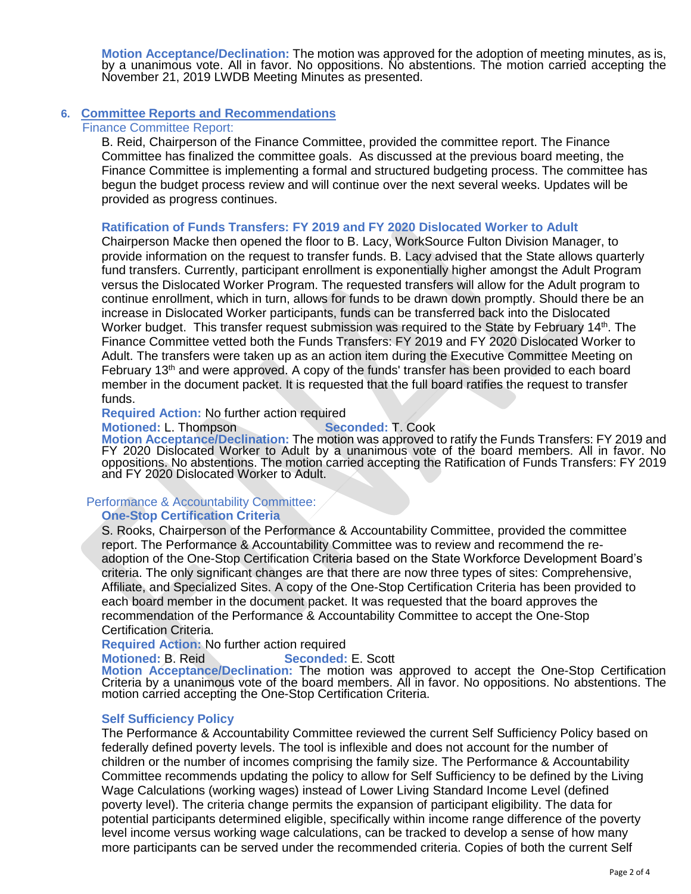**Motion Acceptance/Declination:** The motion was approved for the adoption of meeting minutes, as is, by a unanimous vote. All in favor. No oppositions. No abstentions. The motion carried accepting the November 21, 2019 LWDB Meeting Minutes as presented.

## 6. Committee Reports and Recommendations

### Finance Committee Report:

B. Reid, Chairperson of the Finance Committee, provided the committee report. The Finance Committee has finalized the committee goals. As discussed at the previous board meeting, the Finance Committee is implementing a formal and structured budgeting process. The committee has begun the budget process review and will continue over the next several weeks. Updates will be provided as progress continues.

**Ratification of Funds Transfers: FY 2019 and FY 2020 Dislocated Worker to Adult**

Chairperson Macke then opened the floor to B. Lacy, WorkSource Fulton Division Manager, to provide information on the request to transfer funds. B. Lacy advised that the State allows quarterly fund transfers. Currently, participant enrollment is exponentially higher amongst the Adult Program versus the Dislocated Worker Program. The requested transfers will allow for the Adult program to continue enrollment, which in turn, allows for funds to be drawn down promptly. Should there be an increase in Dislocated Worker participants, funds can be transferred back into the Dislocated Worker budget. This transfer request submission was required to the State by February 14th. The Finance Committee vetted both the Funds Transfers: FY 2019 and FY 2020 Dislocated Worker to Adult. The transfers were taken up as an action item during the Executive Committee Meeting on February 13th and were approved. A copy of the funds' transfer has been provided to each board member in the document packet. It is requested that the full board ratifies the request to transfer funds.

**Required Action:** No further action required

**Motioned:** L. Thompson **Seconded:** T. Cook

**Motion Acceptance/Declination:** The motion was approved to ratify the Funds Transfers: FY 2019 and FY 2020 Dislocated Worker to Adult by a unanimous vote of the board members. All in favor. No oppositions. No abstentions. The motion carried accepting the Ratification of Funds Transfers: FY 2019 and FY 2020 Dislocated Worker to Adult.

### Performance & Accountability Committee:

**One-Stop Certification Criteria**

S. Rooks, Chairperson of the Performance & Accountability Committee, provided the committee report. The Performance & Accountability Committee was to review and recommend the re-adoption of the One-Stop Certification Criteria based on the State Workforce Development Board's criteria. The only significant changes are that there are now three types of sites: Comprehensive, Affiliate, and Specialized Sites. A copy of the One-Stop Certification Criteria has been provided to each board member in the document packet. It was requested that the board approves the recommendation of the Performance & Accountability Committee to accept the One-Stop Certification Criteria.

**Required Action:** No further action required

**Motioned:** B. Reid **Seconded:** E. Scott

**Motion Acceptance/Declination:** The motion was approved to accept the One-Stop Certification Criteria by a unanimous vote of the board members. All in favor. No oppositions. No abstentions. The motion carried accepting the One-Stop Certification Criteria.

**Self Sufficiency Policy**

The Performance & Accountability Committee reviewed the current Self Sufficiency Policy based on federally defined poverty levels. The tool is inflexible and does not account for the number of children or the number of incomes comprising the family size. The Performance & Accountability Committee recommends updating the policy to allow for Self Sufficiency to be defined by the Living Wage Calculations (working wages) instead of Lower Living Standard Income Level (defined poverty level). The criteria change permits the expansion of participant eligibility. The data for potential participants determined eligible, specifically within income range difference of the poverty level income versus working wage calculations, can be tracked to develop a sense of how many more participants can be served under the recommended criteria. Copies of both the current Self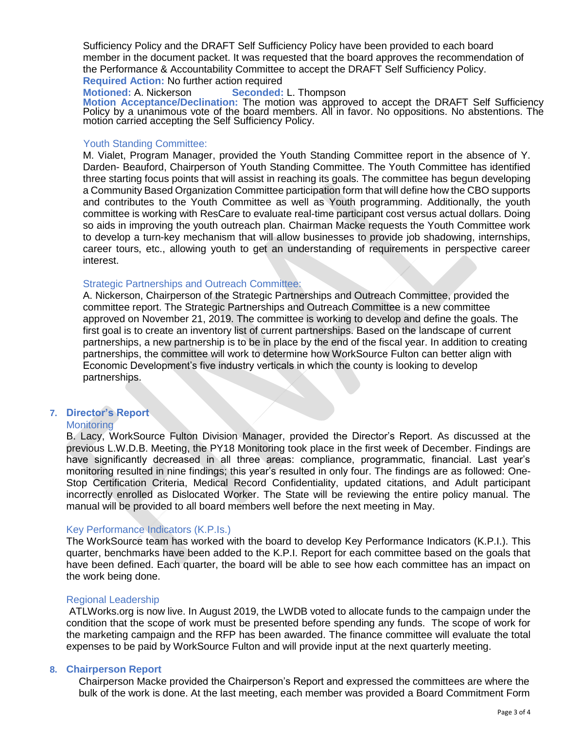Sufficiency Policy and the DRAFT Self Sufficiency Policy have been provided to each board member in the document packet. It was requested that the board approves the recommendation of the Performance & Accountability Committee to accept the DRAFT Self Sufficiency Policy.

**Required Action:** No further action required

**Motioned:** A. Nickerson **Seconded:** L. Thompson

**Motion Acceptance/Declination:** The motion was approved to accept the DRAFT Self Sufficiency Policy by a unanimous vote of the board members. All in favor. No oppositions. No abstentions. The motion carried accepting the Self Sufficiency Policy.

### Youth Standing Committee:

M. Vialet, Program Manager, provided the Youth Standing Committee report in the absence of Y. Darden- Beauford, Chairperson of Youth Standing Committee. The Youth Committee has identified three starting focus points that will assist in reaching its goals. The committee has begun developing a Community Based Organization Committee participation form that will define how the CBO supports and contributes to the Youth Committee as well as Youth programming. Additionally, the youth committee is working with ResCare to evaluate real-time participant cost versus actual dollars. Doing so aids in improving the youth outreach plan. Chairman Macke requests the Youth Committee work to develop a turn-key mechanism that will allow businesses to provide job shadowing, internships, career tours, etc., allowing youth to get an understanding of requirements in perspective career interest.

### Strategic Partnerships and Outreach Committee:

A. Nickerson, Chairperson of the Strategic Partnerships and Outreach Committee, provided the committee report. The Strategic Partnerships and Outreach Committee is a new committee approved on November 21, 2019. The committee is working to develop and define the goals. The first goal is to create an inventory list of current partnerships. Based on the landscape of current partnerships, a new partnership is to be in place by the end of the fiscal year. In addition to creating partnerships, the committee will work to determine how WorkSource Fulton can better align with Economic Development's five industry verticals in which the county is looking to develop partnerships.

## 7. Director's Report

### Monitoring

B. Lacy, WorkSource Fulton Division Manager, provided the Director's Report. As discussed at the previous L.W.D.B. Meeting, the PY18 Monitoring took place in the first week of December. Findings are have significantly decreased in all three areas: compliance, programmatic, financial. Last year's monitoring resulted in nine findings; this year's resulted in only four. The findings are as followed: One-Stop Certification Criteria, Medical Record Confidentiality, updated citations, and Adult participant incorrectly enrolled as Dislocated Worker. The State will be reviewing the entire policy manual. The manual will be provided to all board members well before the next meeting in May.

### Key Performance Indicators (K.P.Is.)

The WorkSource team has worked with the board to develop Key Performance Indicators (K.P.I.). This quarter, benchmarks have been added to the K.P.I. Report for each committee based on the goals that have been defined. Each quarter, the board will be able to see how each committee has an impact on the work being done.

### Regional Leadership

ATLWorks.org is now live. In August 2019, the LWDB voted to allocate funds to the campaign under the condition that the scope of work must be presented before spending any funds. The scope of work for the marketing campaign and the RFP has been awarded. The finance committee will evaluate the total expenses to be paid by WorkSource Fulton and will provide input at the next quarterly meeting.

## 8. Chairperson Report

Chairperson Macke provided the Chairperson's Report and expressed the committees are where the bulk of the work is done. At the last meeting, each member was provided a Board Commitment Form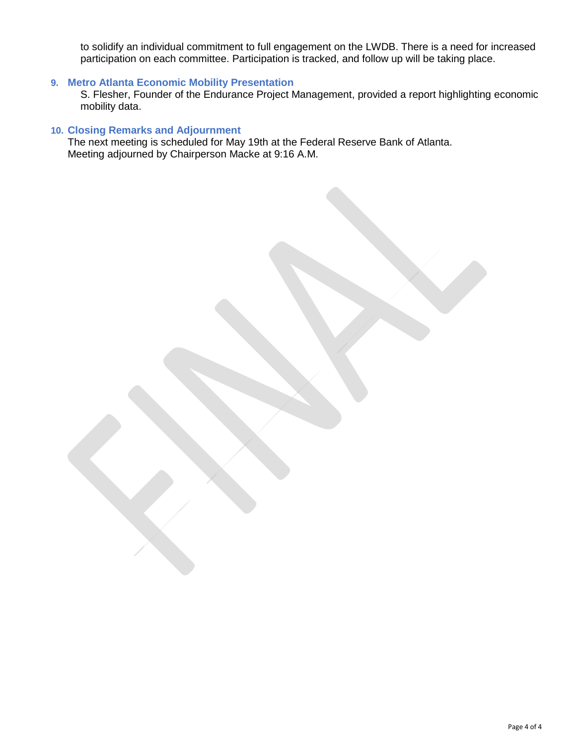to solidify an individual commitment to full engagement on the LWDB. There is a need for increased participation on each committee. Participation is tracked, and follow up will be taking place.

### 9. Metro Atlanta Economic Mobility Presentation

S. Flesher, Founder of the Endurance Project Management, provided a report highlighting economic mobility data.

### 10. Closing Remarks and Adjournment

The next meeting is scheduled for May 19th at the Federal Reserve Bank of Atlanta.
Meeting adjourned by Chairperson Macke at 9:16 A.M.